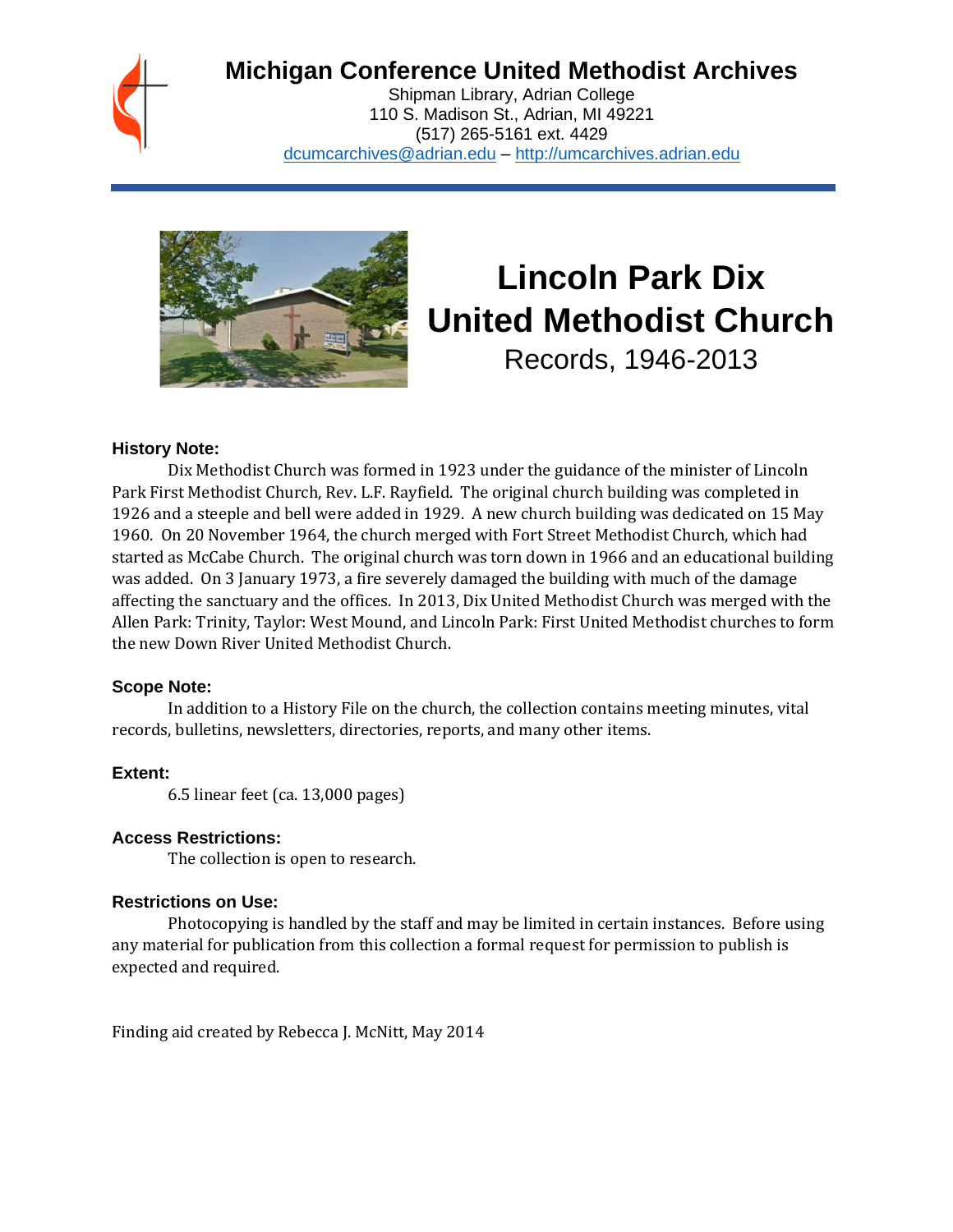# Michigan Conference United Methodist Archives

Shipman Library, Adrian College
110 S. Madison St., Adrian, MI 49221
(517) 265-5161 ext. 4429
dcumcarchives@adrian.edu – http://umcarchives.adrian.edu

# Lincoln Park Dix United Methodist Church

Records, 1946-2013

### History Note:

Dix Methodist Church was formed in 1923 under the guidance of the minister of Lincoln Park First Methodist Church, Rev. L.F. Rayfield. The original church building was completed in 1926 and a steeple and bell were added in 1929. A new church building was dedicated on 15 May 1960. On 20 November 1964, the church merged with Fort Street Methodist Church, which had started as McCabe Church. The original church was torn down in 1966 and an educational building was added. On 3 January 1973, a fire severely damaged the building with much of the damage affecting the sanctuary and the offices. In 2013, Dix United Methodist Church was merged with the Allen Park: Trinity, Taylor: West Mound, and Lincoln Park: First United Methodist churches to form the new Down River United Methodist Church.

### Scope Note:

In addition to a History File on the church, the collection contains meeting minutes, vital records, bulletins, newsletters, directories, reports, and many other items.

### Extent:

6.5 linear feet (ca. 13,000 pages)

### Access Restrictions:

The collection is open to research.

### Restrictions on Use:

Photocopying is handled by the staff and may be limited in certain instances. Before using any material for publication from this collection a formal request for permission to publish is expected and required.

Finding aid created by Rebecca J. McNitt, May 2014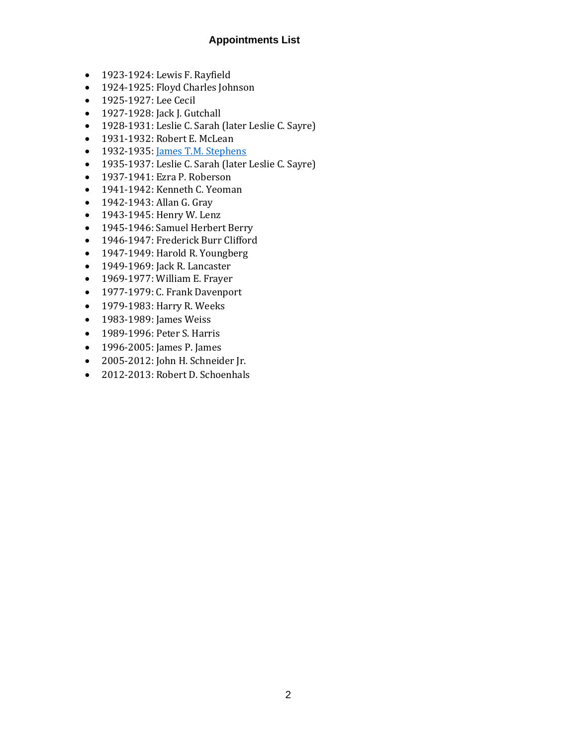## Appointments List

- 1923-1924: Lewis F. Rayfield
- 1924-1925: Floyd Charles Johnson
- 1925-1927: Lee Cecil
- 1927-1928: Jack J. Gutchall
- 1928-1931: Leslie C. Sarah (later Leslie C. Sayre)
- 1931-1932: Robert E. McLean
- 1932-1935: James T.M. Stephens
- 1935-1937: Leslie C. Sarah (later Leslie C. Sayre)
- 1937-1941: Ezra P. Roberson
- 1941-1942: Kenneth C. Yeoman
- 1942-1943: Allan G. Gray
- 1943-1945: Henry W. Lenz
- 1945-1946: Samuel Herbert Berry
- 1946-1947: Frederick Burr Clifford
- 1947-1949: Harold R. Youngberg
- 1949-1969: Jack R. Lancaster
- 1969-1977: William E. Frayer
- 1977-1979: C. Frank Davenport
- 1979-1983: Harry R. Weeks
- 1983-1989: James Weiss
- 1989-1996: Peter S. Harris
- 1996-2005: James P. James
- 2005-2012: John H. Schneider Jr.
- 2012-2013: Robert D. Schoenhals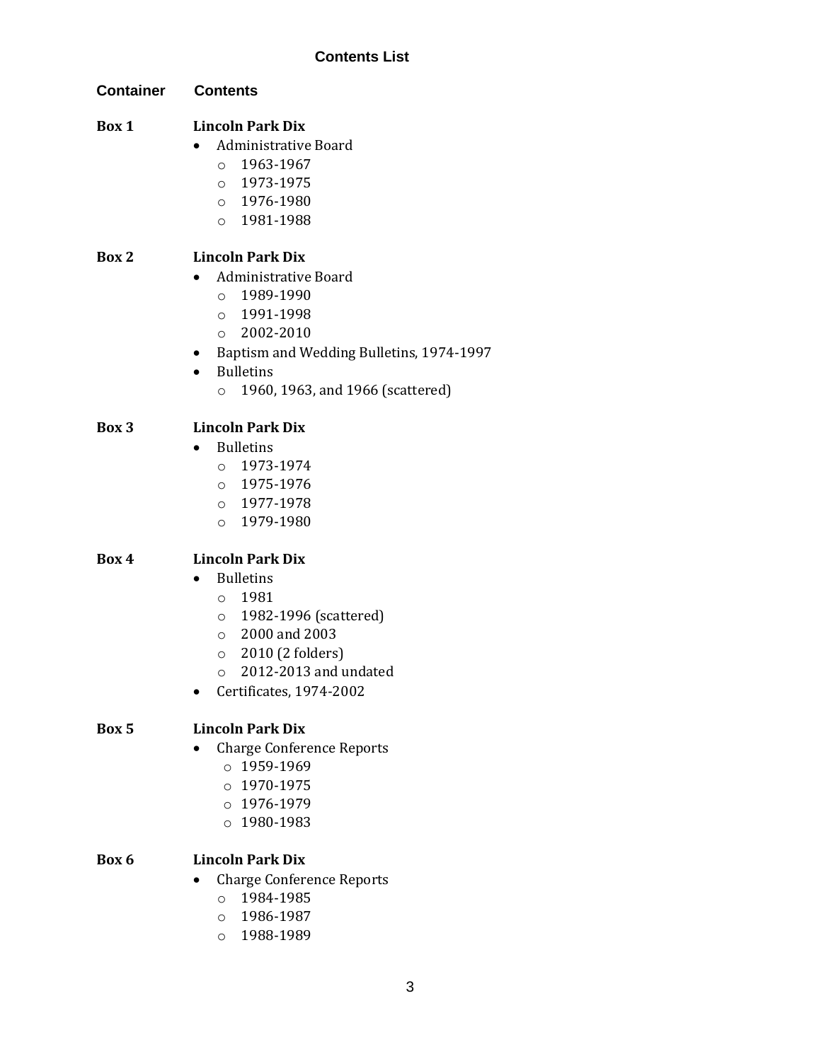## Contents List

**Container** | **Contents**

**Box 1** | **Lincoln Park Dix**

- Administrative Board
  - 1963-1967
  - 1973-1975
  - 1976-1980
  - 1981-1988

**Box 2** | **Lincoln Park Dix**

- Administrative Board
  - 1989-1990
  - 1991-1998
  - 2002-2010
- Baptism and Wedding Bulletins, 1974-1997
- Bulletins
  - 1960, 1963, and 1966 (scattered)

**Box 3** | **Lincoln Park Dix**

- Bulletins
  - 1973-1974
  - 1975-1976
  - 1977-1978
  - 1979-1980

**Box 4** | **Lincoln Park Dix**

- Bulletins
  - 1981
  - 1982-1996 (scattered)
  - 2000 and 2003
  - 2010 (2 folders)
  - 2012-2013 and undated
- Certificates, 1974-2002

**Box 5** | **Lincoln Park Dix**

- Charge Conference Reports
  - 1959-1969
  - 1970-1975
  - 1976-1979
  - 1980-1983

**Box 6** | **Lincoln Park Dix**

- Charge Conference Reports
  - 1984-1985
  - 1986-1987
  - 1988-1989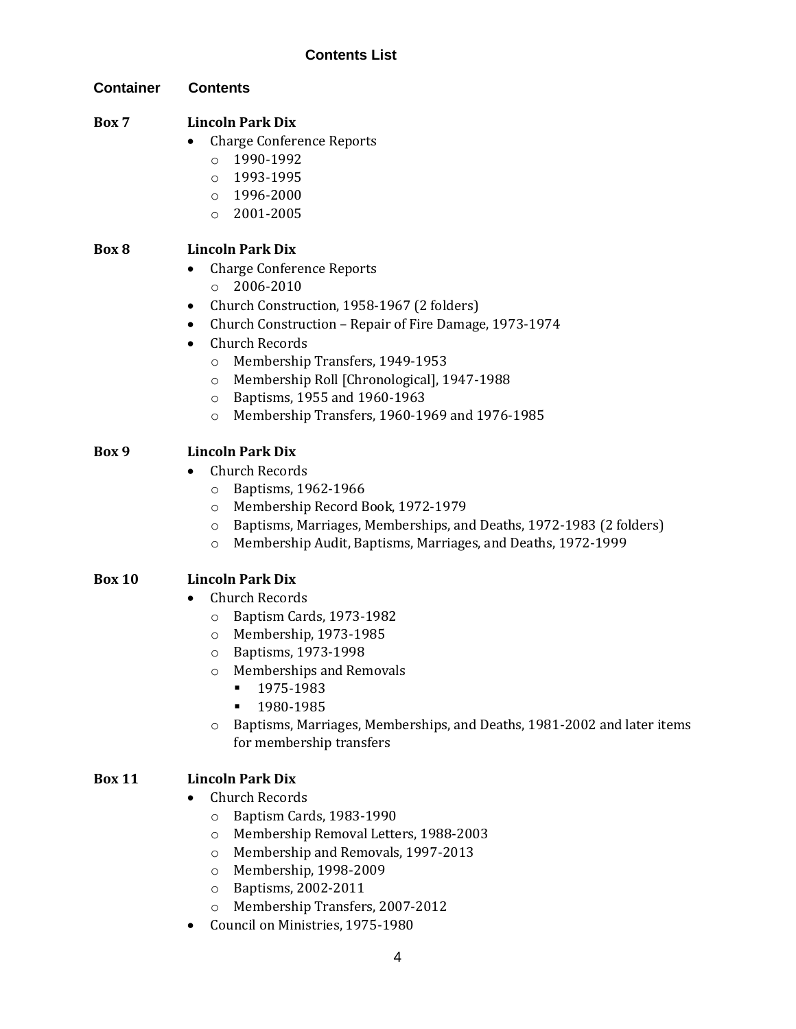## Contents List

**Container** **Contents**

**Box 7** **Lincoln Park Dix**

- Charge Conference Reports
  - 1990-1992
  - 1993-1995
  - 1996-2000
  - 2001-2005

**Box 8** **Lincoln Park Dix**

- Charge Conference Reports
  - 2006-2010
- Church Construction, 1958-1967 (2 folders)
- Church Construction – Repair of Fire Damage, 1973-1974
- Church Records
  - Membership Transfers, 1949-1953
  - Membership Roll [Chronological], 1947-1988
  - Baptisms, 1955 and 1960-1963
  - Membership Transfers, 1960-1969 and 1976-1985

**Box 9** **Lincoln Park Dix**

- Church Records
  - Baptisms, 1962-1966
  - Membership Record Book, 1972-1979
  - Baptisms, Marriages, Memberships, and Deaths, 1972-1983 (2 folders)
  - Membership Audit, Baptisms, Marriages, and Deaths, 1972-1999

**Box 10** **Lincoln Park Dix**

- Church Records
  - Baptism Cards, 1973-1982
  - Membership, 1973-1985
  - Baptisms, 1973-1998
  - Memberships and Removals
    - 1975-1983
    - 1980-1985
  - Baptisms, Marriages, Memberships, and Deaths, 1981-2002 and later items for membership transfers

**Box 11** **Lincoln Park Dix**

- Church Records
  - Baptism Cards, 1983-1990
  - Membership Removal Letters, 1988-2003
  - Membership and Removals, 1997-2013
  - Membership, 1998-2009
  - Baptisms, 2002-2011
  - Membership Transfers, 2007-2012
- Council on Ministries, 1975-1980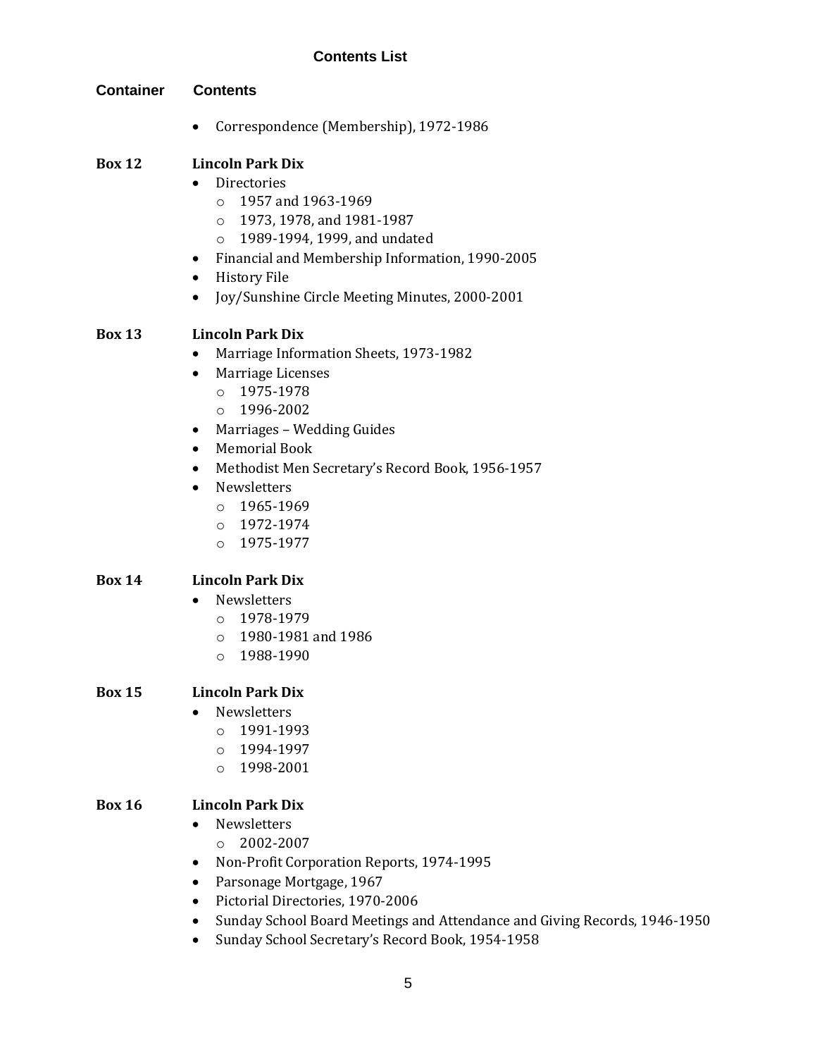### Contents List

**Container** | **Contents**

- Correspondence (Membership), 1972-1986

**Box 12** **Lincoln Park Dix**

- Directories
  - 1957 and 1963-1969
  - 1973, 1978, and 1981-1987
  - 1989-1994, 1999, and undated
- Financial and Membership Information, 1990-2005
- History File
- Joy/Sunshine Circle Meeting Minutes, 2000-2001

**Box 13** **Lincoln Park Dix**

- Marriage Information Sheets, 1973-1982
- Marriage Licenses
  - 1975-1978
  - 1996-2002
- Marriages – Wedding Guides
- Memorial Book
- Methodist Men Secretary's Record Book, 1956-1957
- Newsletters
  - 1965-1969
  - 1972-1974
  - 1975-1977

**Box 14** **Lincoln Park Dix**

- Newsletters
  - 1978-1979
  - 1980-1981 and 1986
  - 1988-1990

**Box 15** **Lincoln Park Dix**

- Newsletters
  - 1991-1993
  - 1994-1997
  - 1998-2001

**Box 16** **Lincoln Park Dix**

- Newsletters
  - 2002-2007
- Non-Profit Corporation Reports, 1974-1995
- Parsonage Mortgage, 1967
- Pictorial Directories, 1970-2006
- Sunday School Board Meetings and Attendance and Giving Records, 1946-1950
- Sunday School Secretary's Record Book, 1954-1958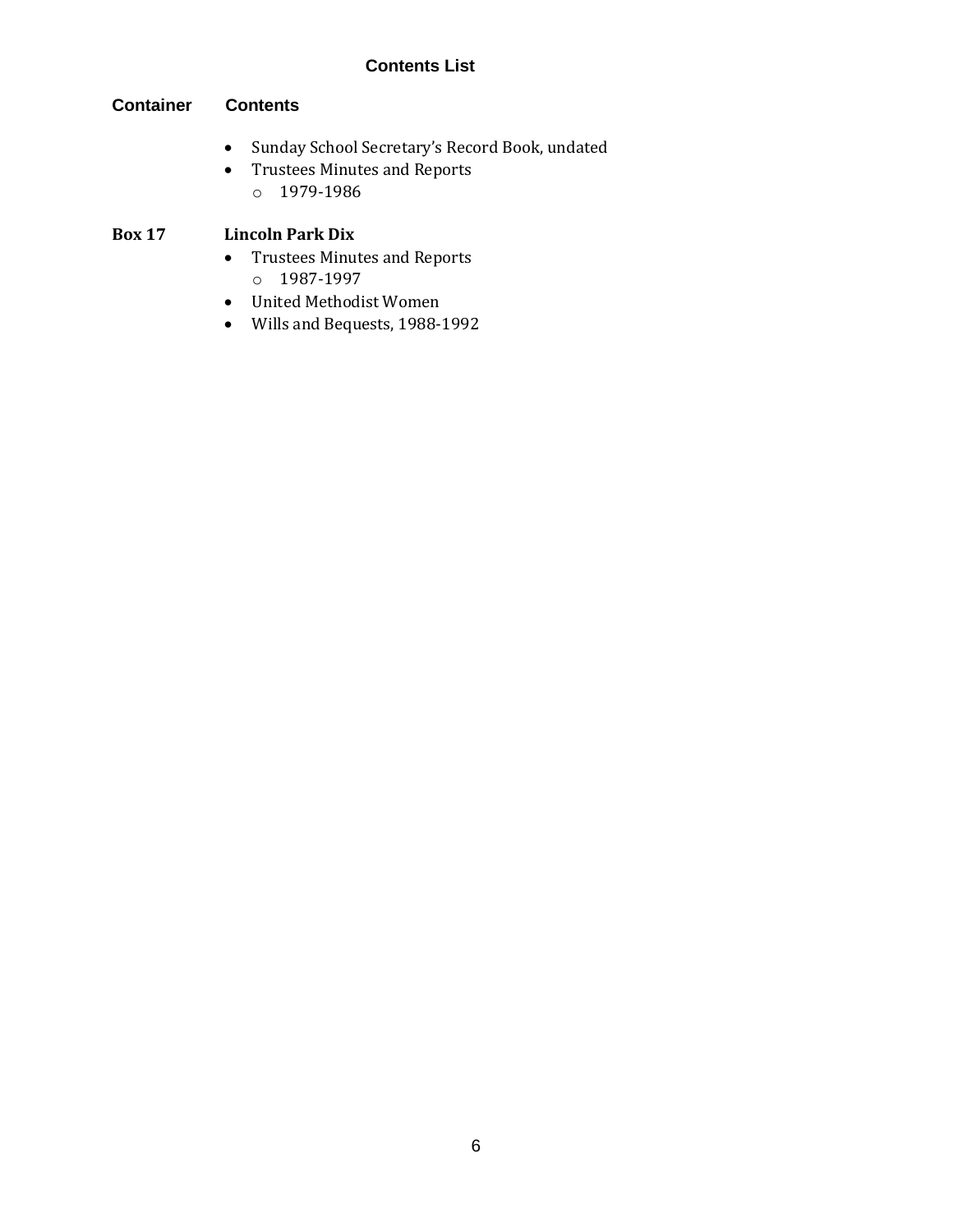## Contents List

| Container | Contents |
| --- | --- |
| | • Sunday School Secretary's Record Book, undated<br>• Trustees Minutes and Reports<br>  ○ 1979-1986 |
| **Box 17** | **Lincoln Park Dix**<br>• Trustees Minutes and Reports<br>  ○ 1987-1997<br>• United Methodist Women<br>• Wills and Bequests, 1988-1992 |